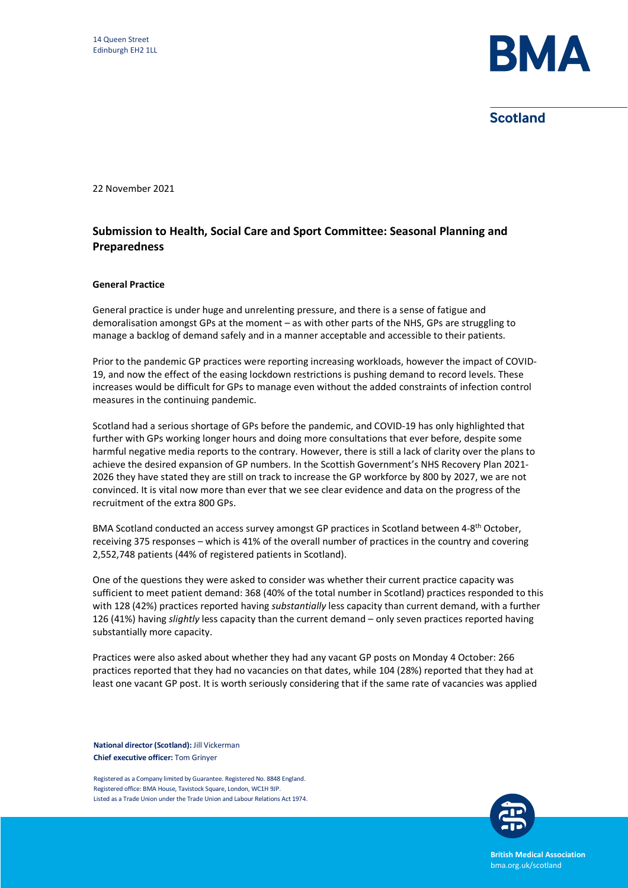14 Queen Street
Edinburgh EH2 1LL

22 November 2021

## Submission to Health, Social Care and Sport Committee: Seasonal Planning and Preparedness

### General Practice

General practice is under huge and unrelenting pressure, and there is a sense of fatigue and demoralisation amongst GPs at the moment – as with other parts of the NHS, GPs are struggling to manage a backlog of demand safely and in a manner acceptable and accessible to their patients.

Prior to the pandemic GP practices were reporting increasing workloads, however the impact of COVID-19, and now the effect of the easing lockdown restrictions is pushing demand to record levels. These increases would be difficult for GPs to manage even without the added constraints of infection control measures in the continuing pandemic.

Scotland had a serious shortage of GPs before the pandemic, and COVID-19 has only highlighted that further with GPs working longer hours and doing more consultations that ever before, despite some harmful negative media reports to the contrary. However, there is still a lack of clarity over the plans to achieve the desired expansion of GP numbers. In the Scottish Government's NHS Recovery Plan 2021-2026 they have stated they are still on track to increase the GP workforce by 800 by 2027, we are not convinced. It is vital now more than ever that we see clear evidence and data on the progress of the recruitment of the extra 800 GPs.

BMA Scotland conducted an access survey amongst GP practices in Scotland between 4-8th October, receiving 375 responses – which is 41% of the overall number of practices in the country and covering 2,552,748 patients (44% of registered patients in Scotland).

One of the questions they were asked to consider was whether their current practice capacity was sufficient to meet patient demand: 368 (40% of the total number in Scotland) practices responded to this with 128 (42%) practices reported having *substantially* less capacity than current demand, with a further 126 (41%) having *slightly* less capacity than the current demand – only seven practices reported having substantially more capacity.

Practices were also asked about whether they had any vacant GP posts on Monday 4 October: 266 practices reported that they had no vacancies on that dates, while 104 (28%) reported that they had at least one vacant GP post. It is worth seriously considering that if the same rate of vacancies was applied

**National director (Scotland):** Jill Vickerman
**Chief executive officer:** Tom Grinyer

Registered as a Company limited by Guarantee. Registered No. 8848 England.
Registered office: BMA House, Tavistock Square, London, WC1H 9JP.
Listed as a Trade Union under the Trade Union and Labour Relations Act 1974.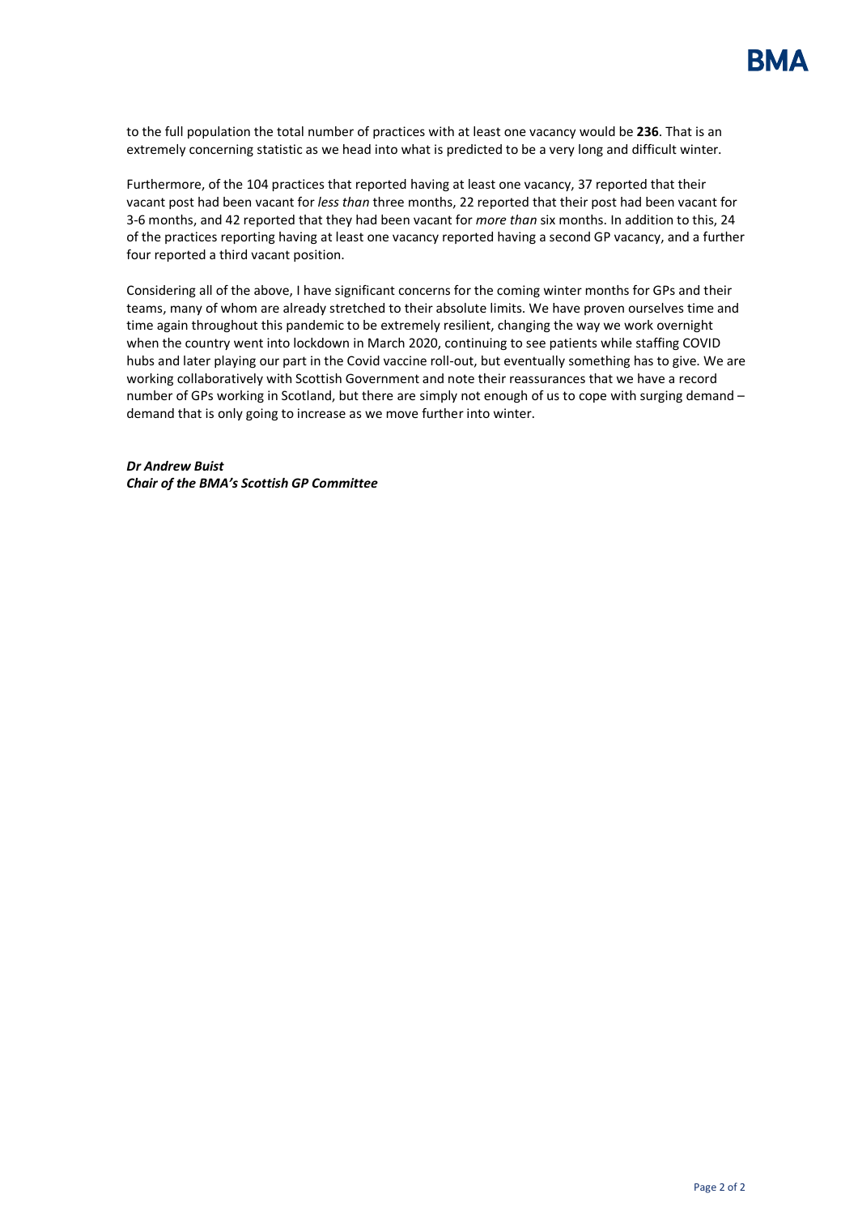to the full population the total number of practices with at least one vacancy would be **236**. That is an extremely concerning statistic as we head into what is predicted to be a very long and difficult winter.

Furthermore, of the 104 practices that reported having at least one vacancy, 37 reported that their vacant post had been vacant for *less than* three months, 22 reported that their post had been vacant for 3-6 months, and 42 reported that they had been vacant for *more than* six months. In addition to this, 24 of the practices reporting having at least one vacancy reported having a second GP vacancy, and a further four reported a third vacant position.

Considering all of the above, I have significant concerns for the coming winter months for GPs and their teams, many of whom are already stretched to their absolute limits. We have proven ourselves time and time again throughout this pandemic to be extremely resilient, changing the way we work overnight when the country went into lockdown in March 2020, continuing to see patients while staffing COVID hubs and later playing our part in the Covid vaccine roll-out, but eventually something has to give. We are working collaboratively with Scottish Government and note their reassurances that we have a record number of GPs working in Scotland, but there are simply not enough of us to cope with surging demand – demand that is only going to increase as we move further into winter.

***Dr Andrew Buist***
***Chair of the BMA's Scottish GP Committee***